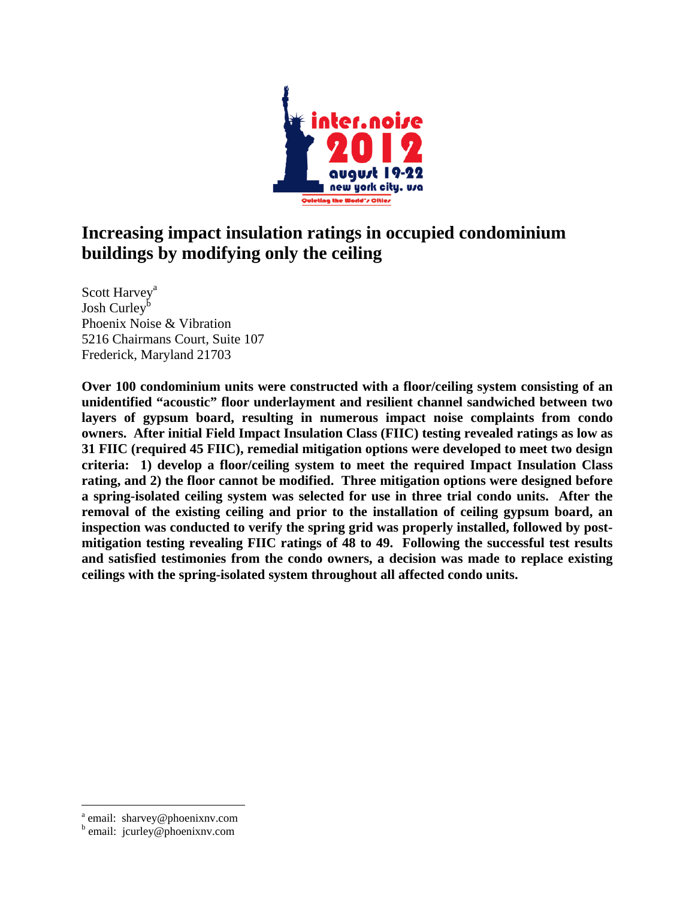# Increasing impact insulation ratings in occupied condominium buildings by modifying only the ceiling

Scott Harvey[a]
Josh Curley[b]
Phoenix Noise & Vibration
5216 Chairmans Court, Suite 107
Frederick, Maryland 21703

**Over 100 condominium units were constructed with a floor/ceiling system consisting of an unidentified "acoustic" floor underlayment and resilient channel sandwiched between two layers of gypsum board, resulting in numerous impact noise complaints from condo owners. After initial Field Impact Insulation Class (FIIC) testing revealed ratings as low as 31 FIIC (required 45 FIIC), remedial mitigation options were developed to meet two design criteria: 1) develop a floor/ceiling system to meet the required Impact Insulation Class rating, and 2) the floor cannot be modified. Three mitigation options were designed before a spring-isolated ceiling system was selected for use in three trial condo units. After the removal of the existing ceiling and prior to the installation of ceiling gypsum board, an inspection was conducted to verify the spring grid was properly installed, followed by post-mitigation testing revealing FIIC ratings of 48 to 49. Following the successful test results and satisfied testimonies from the condo owners, a decision was made to replace existing ceilings with the spring-isolated system throughout all affected condo units.**

---

[a] email: sharvey@phoenixnv.com
[b] email: jcurley@phoenixnv.com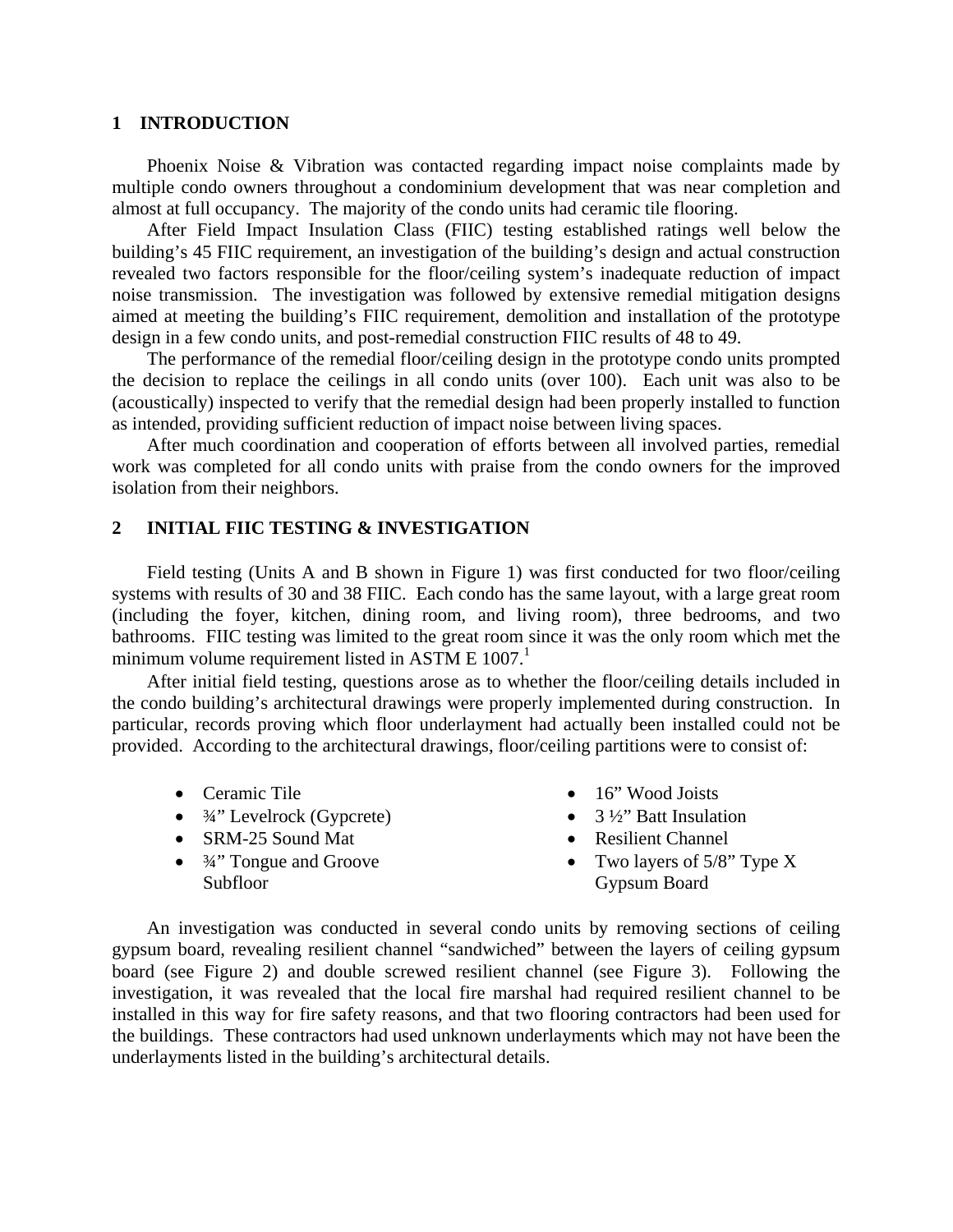## 1 INTRODUCTION

Phoenix Noise & Vibration was contacted regarding impact noise complaints made by multiple condo owners throughout a condominium development that was near completion and almost at full occupancy. The majority of the condo units had ceramic tile flooring.

After Field Impact Insulation Class (FIIC) testing established ratings well below the building's 45 FIIC requirement, an investigation of the building's design and actual construction revealed two factors responsible for the floor/ceiling system's inadequate reduction of impact noise transmission. The investigation was followed by extensive remedial mitigation designs aimed at meeting the building's FIIC requirement, demolition and installation of the prototype design in a few condo units, and post-remedial construction FIIC results of 48 to 49.

The performance of the remedial floor/ceiling design in the prototype condo units prompted the decision to replace the ceilings in all condo units (over 100). Each unit was also to be (acoustically) inspected to verify that the remedial design had been properly installed to function as intended, providing sufficient reduction of impact noise between living spaces.

After much coordination and cooperation of efforts between all involved parties, remedial work was completed for all condo units with praise from the condo owners for the improved isolation from their neighbors.

## 2 INITIAL FIIC TESTING & INVESTIGATION

Field testing (Units A and B shown in Figure 1) was first conducted for two floor/ceiling systems with results of 30 and 38 FIIC. Each condo has the same layout, with a large great room (including the foyer, kitchen, dining room, and living room), three bedrooms, and two bathrooms. FIIC testing was limited to the great room since it was the only room which met the minimum volume requirement listed in ASTM E 1007.[1]

After initial field testing, questions arose as to whether the floor/ceiling details included in the condo building's architectural drawings were properly implemented during construction. In particular, records proving which floor underlayment had actually been installed could not be provided. According to the architectural drawings, floor/ceiling partitions were to consist of:

- Ceramic Tile
- ¾" Levelrock (Gypcrete)
- SRM-25 Sound Mat
- ¾" Tongue and Groove Subfloor
- 16" Wood Joists
- 3 ½" Batt Insulation
- Resilient Channel
- Two layers of 5/8" Type X Gypsum Board

An investigation was conducted in several condo units by removing sections of ceiling gypsum board, revealing resilient channel "sandwiched" between the layers of ceiling gypsum board (see Figure 2) and double screwed resilient channel (see Figure 3). Following the investigation, it was revealed that the local fire marshal had required resilient channel to be installed in this way for fire safety reasons, and that two flooring contractors had been used for the buildings. These contractors had used unknown underlayments which may not have been the underlayments listed in the building's architectural details.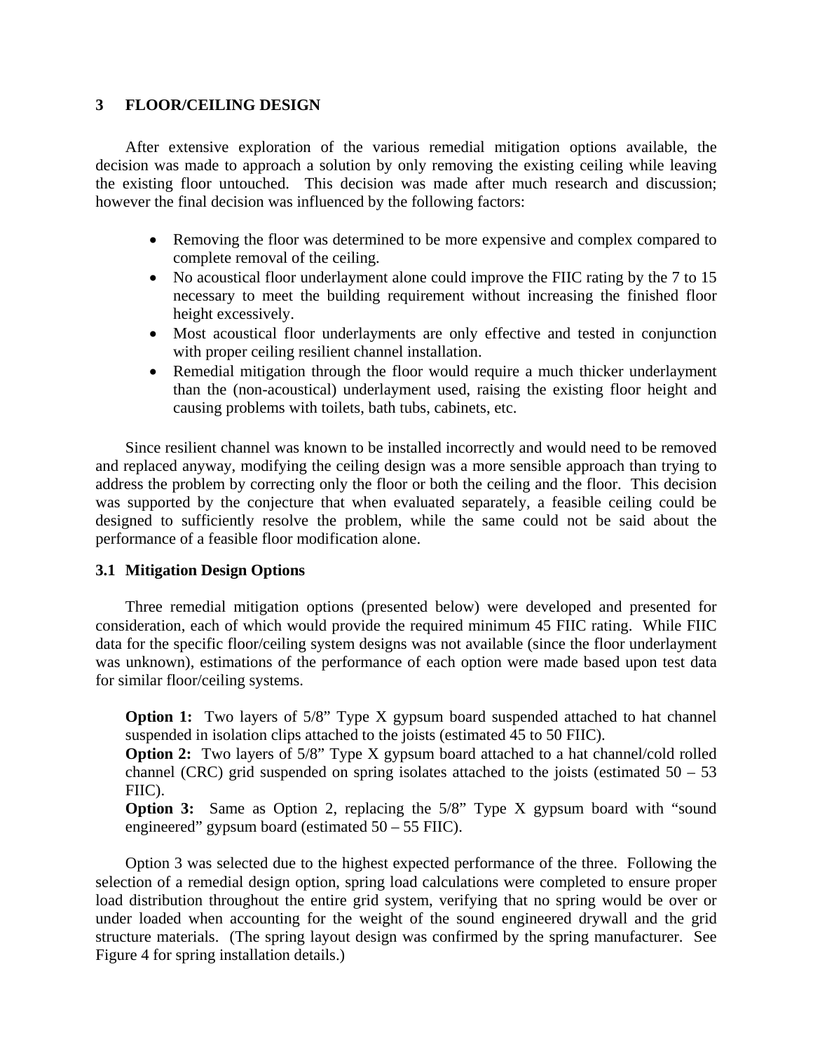## 3 FLOOR/CEILING DESIGN

After extensive exploration of the various remedial mitigation options available, the decision was made to approach a solution by only removing the existing ceiling while leaving the existing floor untouched. This decision was made after much research and discussion; however the final decision was influenced by the following factors:

- Removing the floor was determined to be more expensive and complex compared to complete removal of the ceiling.
- No acoustical floor underlayment alone could improve the FIIC rating by the 7 to 15 necessary to meet the building requirement without increasing the finished floor height excessively.
- Most acoustical floor underlayments are only effective and tested in conjunction with proper ceiling resilient channel installation.
- Remedial mitigation through the floor would require a much thicker underlayment than the (non-acoustical) underlayment used, raising the existing floor height and causing problems with toilets, bath tubs, cabinets, etc.

Since resilient channel was known to be installed incorrectly and would need to be removed and replaced anyway, modifying the ceiling design was a more sensible approach than trying to address the problem by correcting only the floor or both the ceiling and the floor. This decision was supported by the conjecture that when evaluated separately, a feasible ceiling could be designed to sufficiently resolve the problem, while the same could not be said about the performance of a feasible floor modification alone.

### 3.1 Mitigation Design Options

Three remedial mitigation options (presented below) were developed and presented for consideration, each of which would provide the required minimum 45 FIIC rating. While FIIC data for the specific floor/ceiling system designs was not available (since the floor underlayment was unknown), estimations of the performance of each option were made based upon test data for similar floor/ceiling systems.

**Option 1:** Two layers of 5/8" Type X gypsum board suspended attached to hat channel suspended in isolation clips attached to the joists (estimated 45 to 50 FIIC).
**Option 2:** Two layers of 5/8" Type X gypsum board attached to a hat channel/cold rolled channel (CRC) grid suspended on spring isolates attached to the joists (estimated 50 – 53 FIIC).
**Option 3:** Same as Option 2, replacing the 5/8" Type X gypsum board with "sound engineered" gypsum board (estimated 50 – 55 FIIC).

Option 3 was selected due to the highest expected performance of the three. Following the selection of a remedial design option, spring load calculations were completed to ensure proper load distribution throughout the entire grid system, verifying that no spring would be over or under loaded when accounting for the weight of the sound engineered drywall and the grid structure materials. (The spring layout design was confirmed by the spring manufacturer. See Figure 4 for spring installation details.)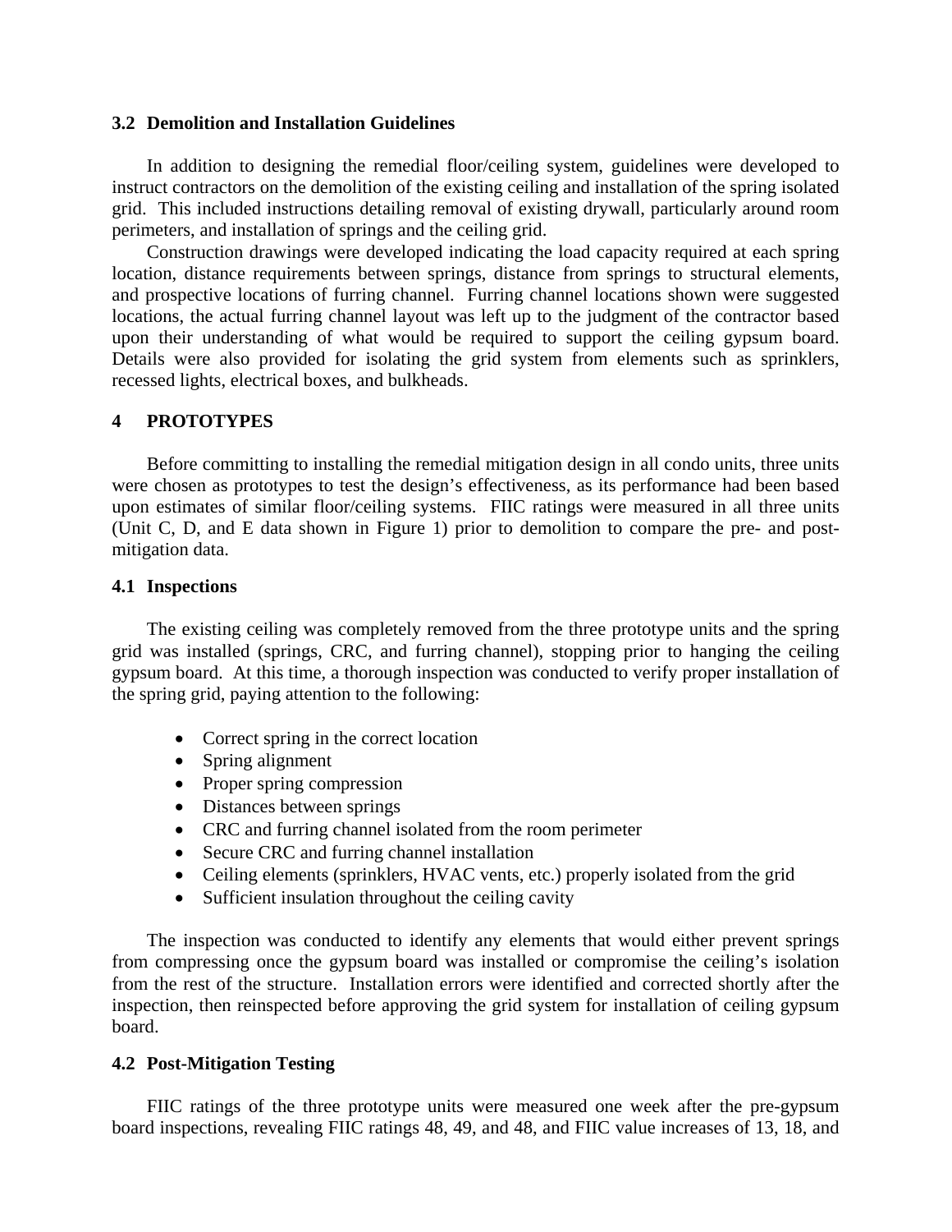### 3.2 Demolition and Installation Guidelines

In addition to designing the remedial floor/ceiling system, guidelines were developed to instruct contractors on the demolition of the existing ceiling and installation of the spring isolated grid. This included instructions detailing removal of existing drywall, particularly around room perimeters, and installation of springs and the ceiling grid.

Construction drawings were developed indicating the load capacity required at each spring location, distance requirements between springs, distance from springs to structural elements, and prospective locations of furring channel. Furring channel locations shown were suggested locations, the actual furring channel layout was left up to the judgment of the contractor based upon their understanding of what would be required to support the ceiling gypsum board. Details were also provided for isolating the grid system from elements such as sprinklers, recessed lights, electrical boxes, and bulkheads.

## 4 PROTOTYPES

Before committing to installing the remedial mitigation design in all condo units, three units were chosen as prototypes to test the design's effectiveness, as its performance had been based upon estimates of similar floor/ceiling systems. FIIC ratings were measured in all three units (Unit C, D, and E data shown in Figure 1) prior to demolition to compare the pre- and post-mitigation data.

### 4.1 Inspections

The existing ceiling was completely removed from the three prototype units and the spring grid was installed (springs, CRC, and furring channel), stopping prior to hanging the ceiling gypsum board. At this time, a thorough inspection was conducted to verify proper installation of the spring grid, paying attention to the following:

- Correct spring in the correct location
- Spring alignment
- Proper spring compression
- Distances between springs
- CRC and furring channel isolated from the room perimeter
- Secure CRC and furring channel installation
- Ceiling elements (sprinklers, HVAC vents, etc.) properly isolated from the grid
- Sufficient insulation throughout the ceiling cavity

The inspection was conducted to identify any elements that would either prevent springs from compressing once the gypsum board was installed or compromise the ceiling's isolation from the rest of the structure. Installation errors were identified and corrected shortly after the inspection, then reinspected before approving the grid system for installation of ceiling gypsum board.

### 4.2 Post-Mitigation Testing

FIIC ratings of the three prototype units were measured one week after the pre-gypsum board inspections, revealing FIIC ratings 48, 49, and 48, and FIIC value increases of 13, 18, and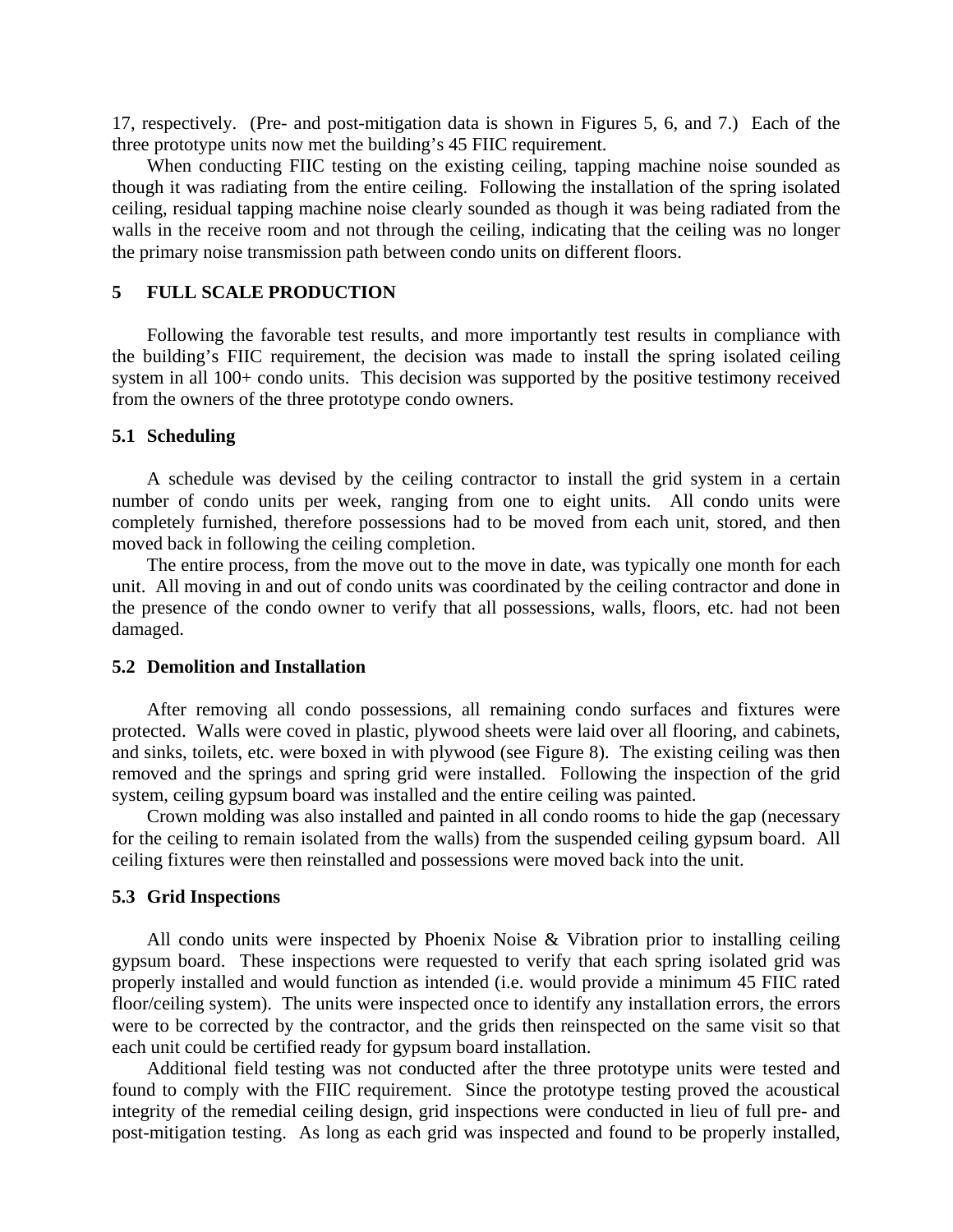17, respectively. (Pre- and post-mitigation data is shown in Figures 5, 6, and 7.) Each of the three prototype units now met the building's 45 FIIC requirement.

When conducting FIIC testing on the existing ceiling, tapping machine noise sounded as though it was radiating from the entire ceiling. Following the installation of the spring isolated ceiling, residual tapping machine noise clearly sounded as though it was being radiated from the walls in the receive room and not through the ceiling, indicating that the ceiling was no longer the primary noise transmission path between condo units on different floors.

## 5 FULL SCALE PRODUCTION

Following the favorable test results, and more importantly test results in compliance with the building's FIIC requirement, the decision was made to install the spring isolated ceiling system in all 100+ condo units. This decision was supported by the positive testimony received from the owners of the three prototype condo owners.

### 5.1 Scheduling

A schedule was devised by the ceiling contractor to install the grid system in a certain number of condo units per week, ranging from one to eight units. All condo units were completely furnished, therefore possessions had to be moved from each unit, stored, and then moved back in following the ceiling completion.

The entire process, from the move out to the move in date, was typically one month for each unit. All moving in and out of condo units was coordinated by the ceiling contractor and done in the presence of the condo owner to verify that all possessions, walls, floors, etc. had not been damaged.

### 5.2 Demolition and Installation

After removing all condo possessions, all remaining condo surfaces and fixtures were protected. Walls were coved in plastic, plywood sheets were laid over all flooring, and cabinets, and sinks, toilets, etc. were boxed in with plywood (see Figure 8). The existing ceiling was then removed and the springs and spring grid were installed. Following the inspection of the grid system, ceiling gypsum board was installed and the entire ceiling was painted.

Crown molding was also installed and painted in all condo rooms to hide the gap (necessary for the ceiling to remain isolated from the walls) from the suspended ceiling gypsum board. All ceiling fixtures were then reinstalled and possessions were moved back into the unit.

### 5.3 Grid Inspections

All condo units were inspected by Phoenix Noise & Vibration prior to installing ceiling gypsum board. These inspections were requested to verify that each spring isolated grid was properly installed and would function as intended (i.e. would provide a minimum 45 FIIC rated floor/ceiling system). The units were inspected once to identify any installation errors, the errors were to be corrected by the contractor, and the grids then reinspected on the same visit so that each unit could be certified ready for gypsum board installation.

Additional field testing was not conducted after the three prototype units were tested and found to comply with the FIIC requirement. Since the prototype testing proved the acoustical integrity of the remedial ceiling design, grid inspections were conducted in lieu of full pre- and post-mitigation testing. As long as each grid was inspected and found to be properly installed,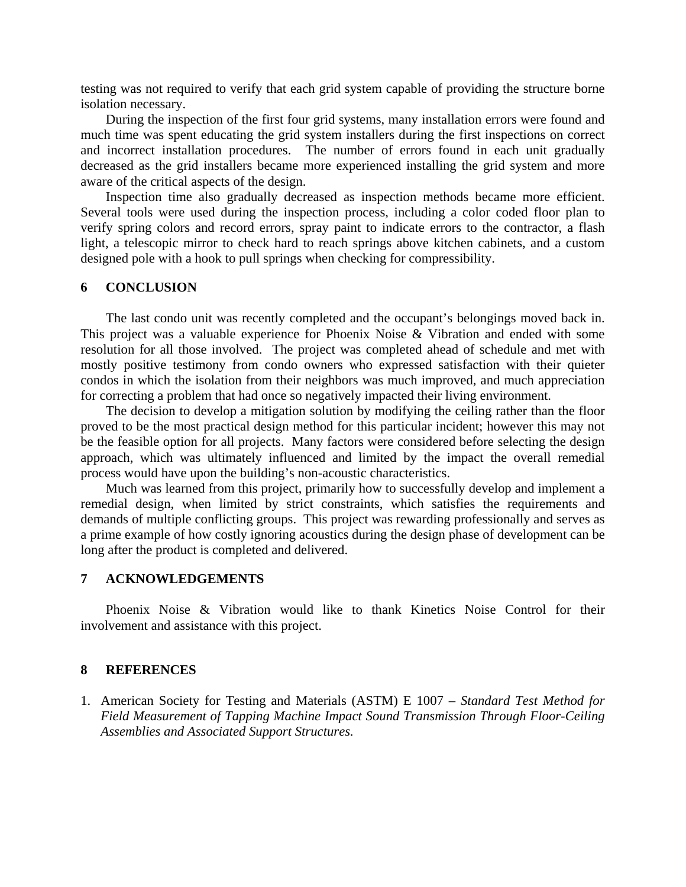testing was not required to verify that each grid system capable of providing the structure borne isolation necessary.

During the inspection of the first four grid systems, many installation errors were found and much time was spent educating the grid system installers during the first inspections on correct and incorrect installation procedures. The number of errors found in each unit gradually decreased as the grid installers became more experienced installing the grid system and more aware of the critical aspects of the design.

Inspection time also gradually decreased as inspection methods became more efficient. Several tools were used during the inspection process, including a color coded floor plan to verify spring colors and record errors, spray paint to indicate errors to the contractor, a flash light, a telescopic mirror to check hard to reach springs above kitchen cabinets, and a custom designed pole with a hook to pull springs when checking for compressibility.

## 6 CONCLUSION

The last condo unit was recently completed and the occupant's belongings moved back in. This project was a valuable experience for Phoenix Noise & Vibration and ended with some resolution for all those involved. The project was completed ahead of schedule and met with mostly positive testimony from condo owners who expressed satisfaction with their quieter condos in which the isolation from their neighbors was much improved, and much appreciation for correcting a problem that had once so negatively impacted their living environment.

The decision to develop a mitigation solution by modifying the ceiling rather than the floor proved to be the most practical design method for this particular incident; however this may not be the feasible option for all projects. Many factors were considered before selecting the design approach, which was ultimately influenced and limited by the impact the overall remedial process would have upon the building's non-acoustic characteristics.

Much was learned from this project, primarily how to successfully develop and implement a remedial design, when limited by strict constraints, which satisfies the requirements and demands of multiple conflicting groups. This project was rewarding professionally and serves as a prime example of how costly ignoring acoustics during the design phase of development can be long after the product is completed and delivered.

## 7 ACKNOWLEDGEMENTS

Phoenix Noise & Vibration would like to thank Kinetics Noise Control for their involvement and assistance with this project.

## 8 REFERENCES

1. American Society for Testing and Materials (ASTM) E 1007 – *Standard Test Method for Field Measurement of Tapping Machine Impact Sound Transmission Through Floor-Ceiling Assemblies and Associated Support Structures.*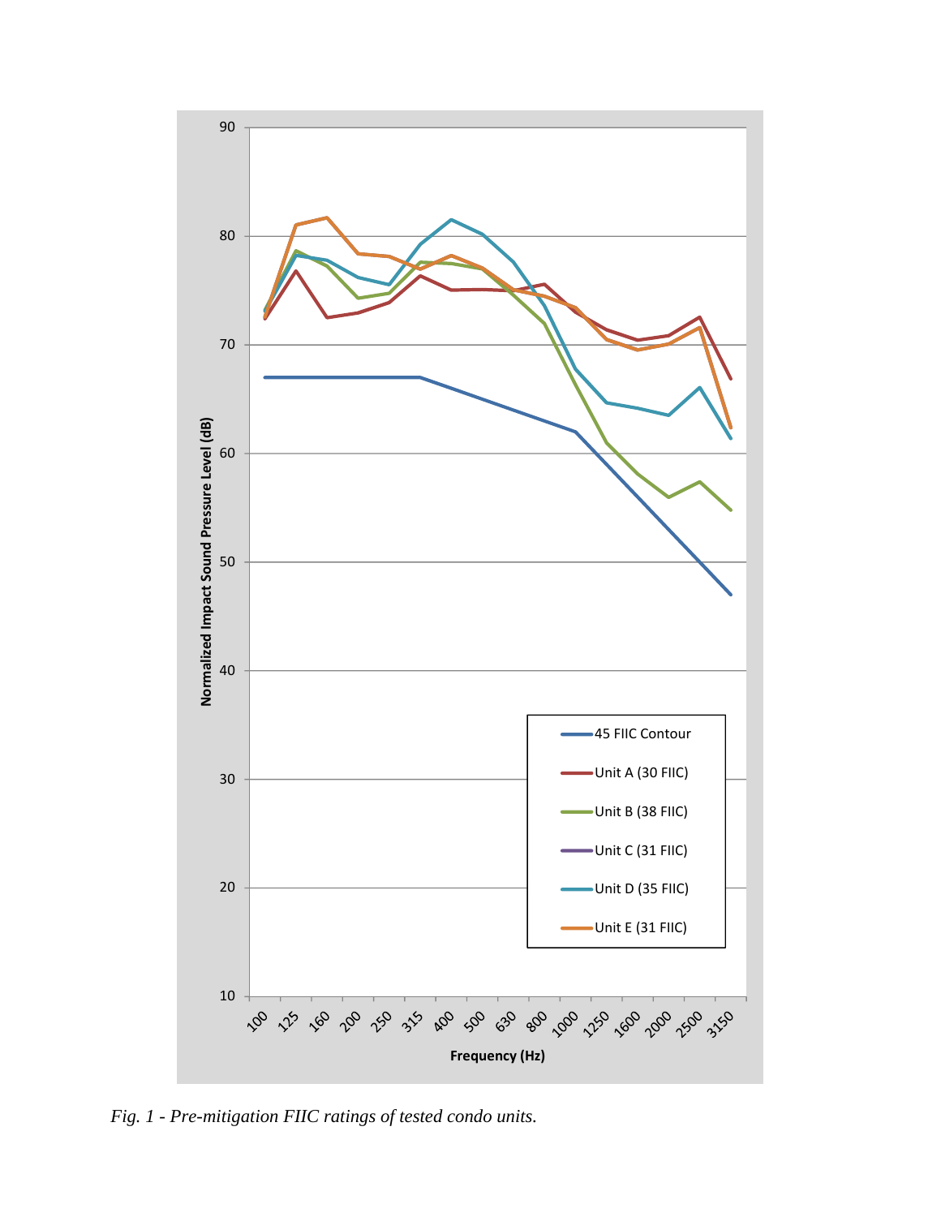*Fig. 1 - Pre-mitigation FIIC ratings of tested condo units.*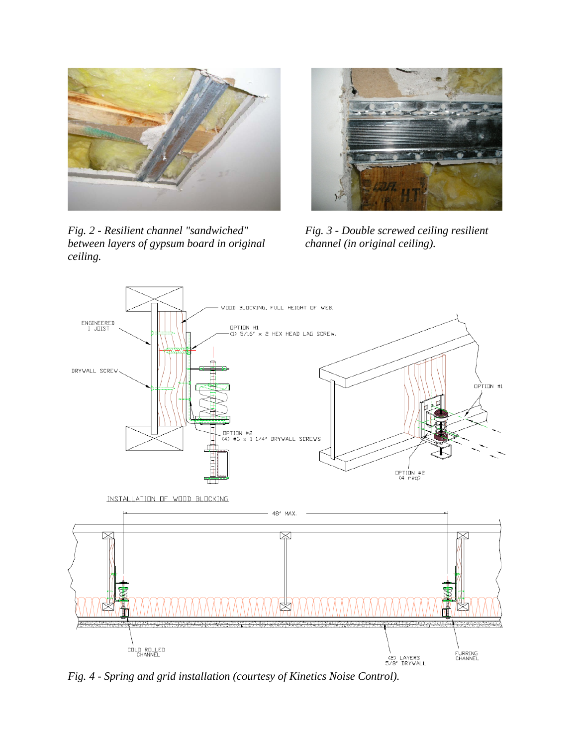*Fig. 2 - Resilient channel "sandwiched" between layers of gypsum board in original ceiling.*

*Fig. 3 - Double screwed ceiling resilient channel (in original ceiling).*

*Fig. 4 - Spring and grid installation (courtesy of Kinetics Noise Control).*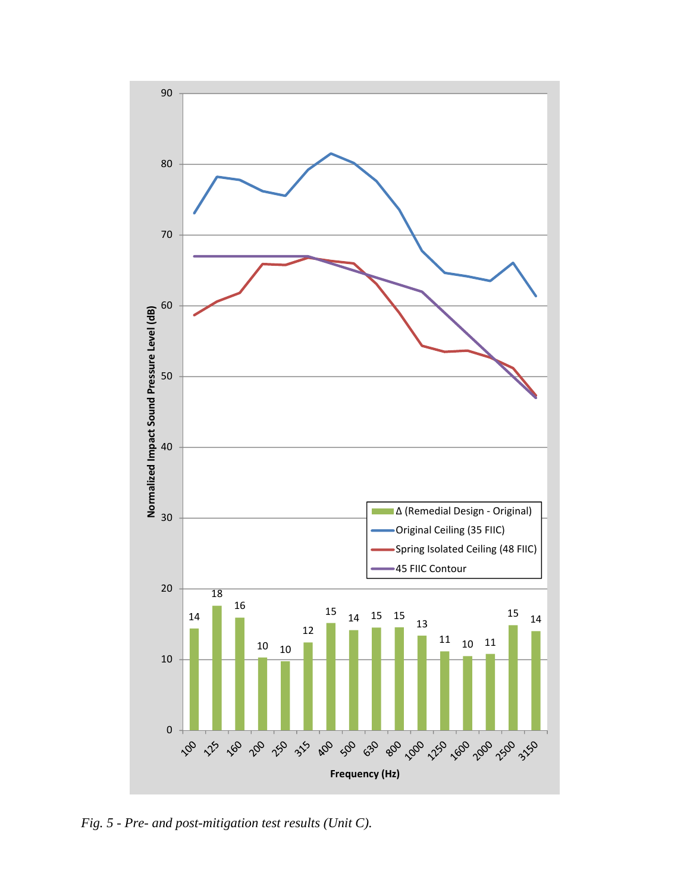Fig. 5 - Pre- and post-mitigation test results (Unit C).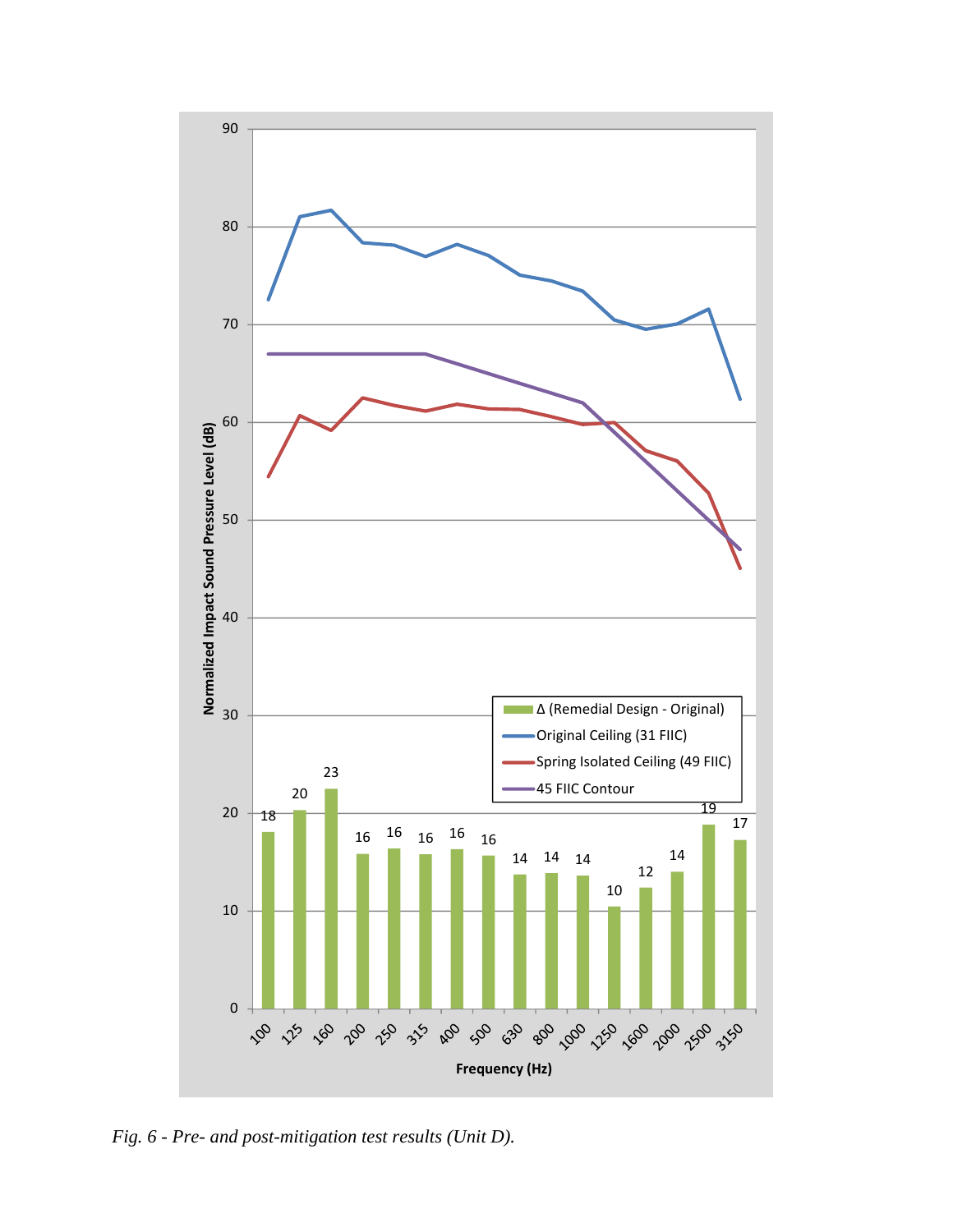*Fig. 6 - Pre- and post-mitigation test results (Unit D).*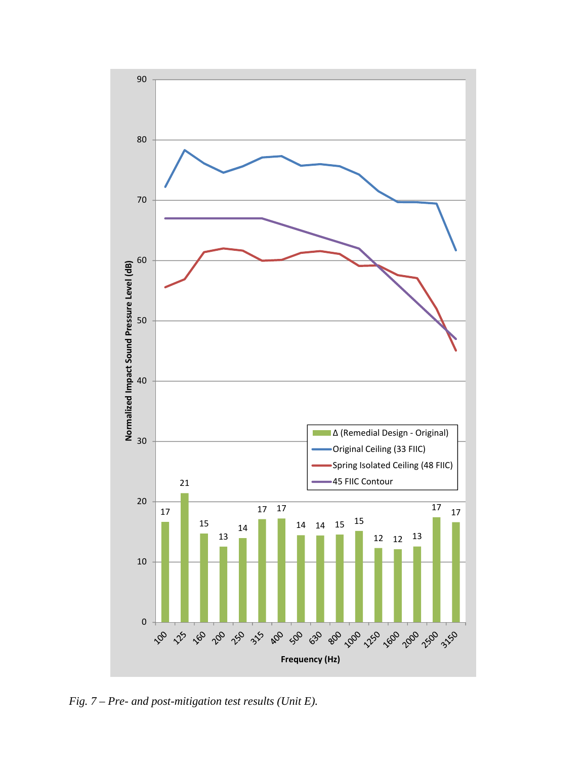*Fig. 7 – Pre- and post-mitigation test results (Unit E).*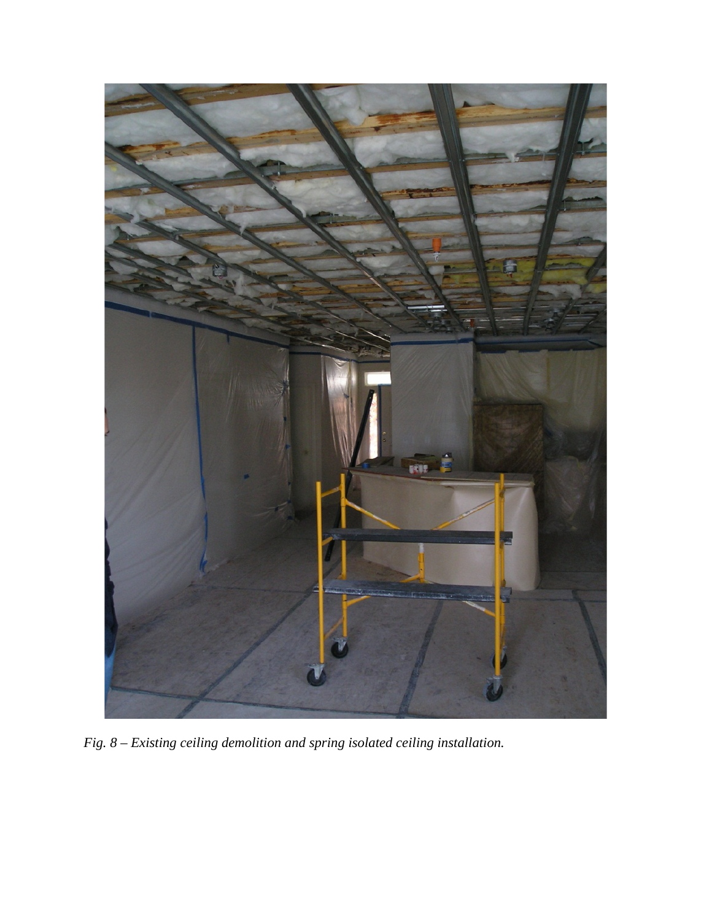*Fig. 8 – Existing ceiling demolition and spring isolated ceiling installation.*